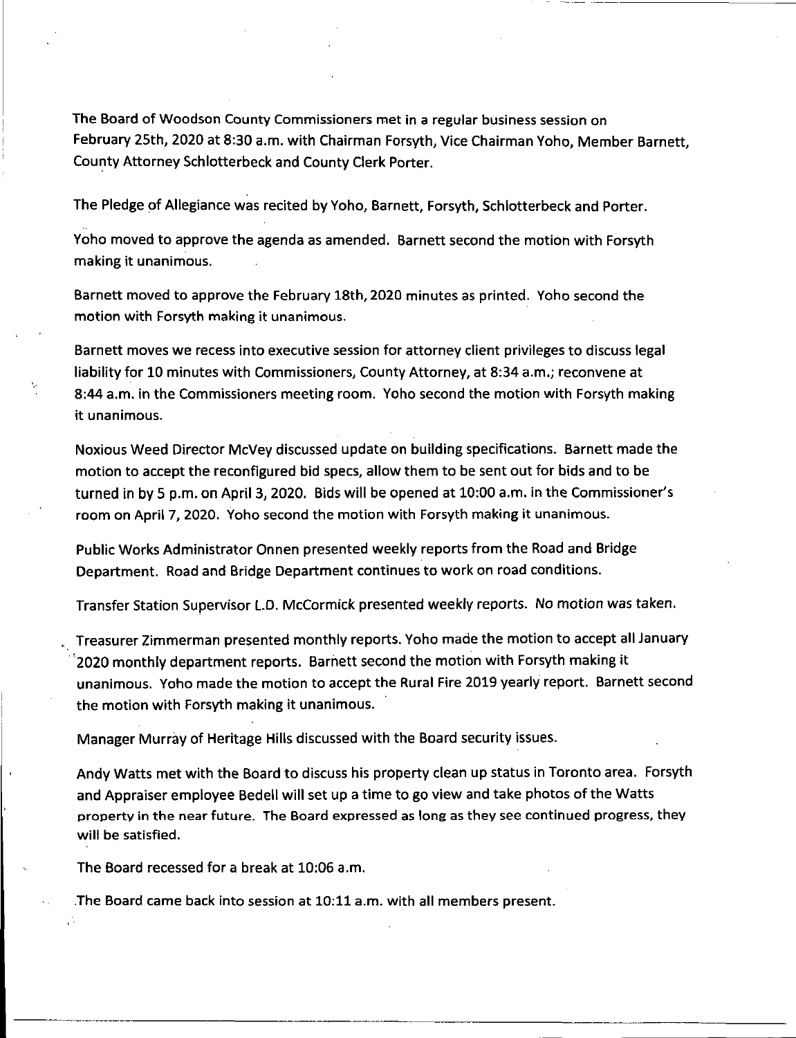The Board of Woodson County Commissioners met in a regular business session on February 25th, 2020 at 8:30 a.m. with Chairman Forsyth, Vice Chairman Yoho, Member Barnett, County Attorney Schlotterbeck and County Clerk Porter.

The Pledge of Allegiance was recited by Yoho, Barnett, Forsyth, Schlotterbeck and Porter.

Yoho moved to approve the agenda as amended. Barnett second the motion with Forsyth making it unanimous.

Barnett moved to approve the February 18th, 2020 minutes as printed. Yoho second the motion with Forsyth making it unanimous.

Barnett moves we recess into executive session for attorney client privileges to discuss legal liability for 10 minutes with Commissioners, County Attorney, at 8:34 a.m.; reconvene at 8:44 a.m. in the Commissioners meeting room. Yoho second the motion with Forsyth making it unanimous.

Noxious Weed Director McVey discussed update on building specifications. Barnett made the motion to accept the reconfigured bid specs, allow them to be sent out for bids and to be turned in by 5 p.m. on April 3, 2020. Bids will be opened at 10:00 a.m. in the Commissioner's room on April 7, 2020. Yoho second the motion with Forsyth making it unanimous.

Public Works Administrator Onnen presented weekly reports from the Road and Bridge Department. Road and Bridge Department continues to work on road conditions.

Transfer Station Supervisor L.D. McCormick presented weekly reports. No motion was taken.

Treasurer Zimmerman presented monthly reports. Yoho made the motion to accept all January 2020 monthly department reports. Barnett second the motion with Forsyth making it unanimous. Yoho made the motion to accept the Rural Fire 2019 yearly report. Barnett second the motion with Forsyth making it unanimous.

Manager Murray of Heritage Hills discussed with the Board security issues.

Andy Watts met with the Board to discuss his property clean up status in Toronto area. Forsyth and Appraiser employee Bedell will set up a time to go view and take photos of the Watts property in the near future. The Board expressed as long as they see continued progress, they will be satisfied.

The Board recessed for a break at 10:06 a.m.

The Board came back into session at 10:11 a.m. with all members present.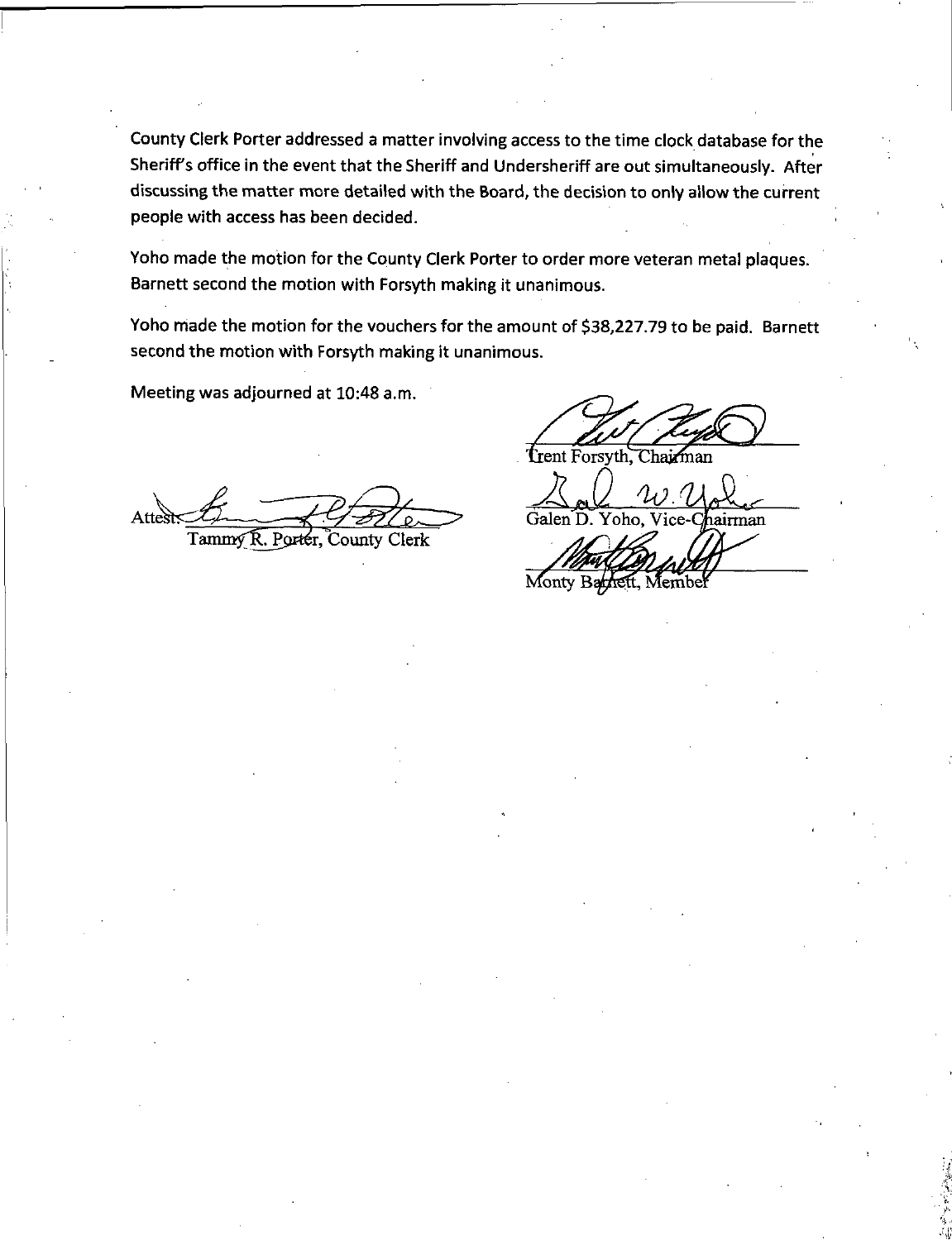County Clerk Porter addressed a matter involving access to the time clock database for the Sheriff's office in the event that the Sheriff and Undersheriff are out simultaneously. After discussing the matter more detailed with the Board, the decision to only allow the current people with access has been decided.

Yoho made the motion for the County Clerk Porter to order more veteran metal plaques. Barnett second the motion with Forsyth making it unanimous.

Yoho made the motion for the vouchers for the amount of $38,227.79 to be paid. Barnett second the motion with Forsyth making it unanimous.

Meeting was adjourned at 10:48 a.m.

Trent Forsyth, Chairman

Galen D. Yoho, Vice-Chairman

Monty Barnett, Member

Attest:
Tammy R. Porter, County Clerk